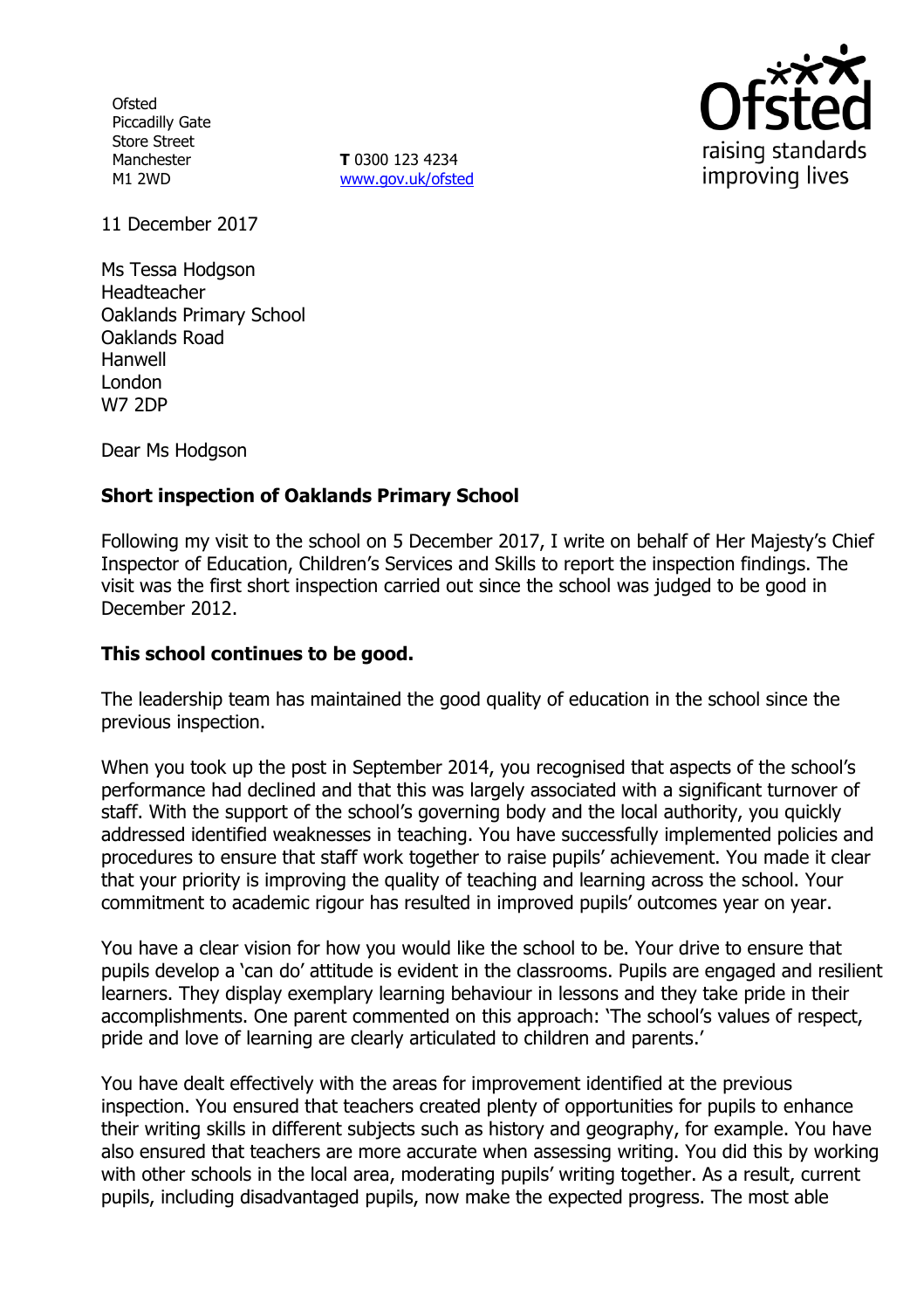Ofsted
Piccadilly Gate
Store Street
Manchester
M1 2WD

**T** 0300 123 4234
www.gov.uk/ofsted

11 December 2017

Ms Tessa Hodgson
Headteacher
Oaklands Primary School
Oaklands Road
Hanwell
London
W7 2DP

Dear Ms Hodgson

## Short inspection of Oaklands Primary School

Following my visit to the school on 5 December 2017, I write on behalf of Her Majesty's Chief Inspector of Education, Children's Services and Skills to report the inspection findings. The visit was the first short inspection carried out since the school was judged to be good in December 2012.

## This school continues to be good.

The leadership team has maintained the good quality of education in the school since the previous inspection.

When you took up the post in September 2014, you recognised that aspects of the school's performance had declined and that this was largely associated with a significant turnover of staff. With the support of the school's governing body and the local authority, you quickly addressed identified weaknesses in teaching. You have successfully implemented policies and procedures to ensure that staff work together to raise pupils' achievement. You made it clear that your priority is improving the quality of teaching and learning across the school. Your commitment to academic rigour has resulted in improved pupils' outcomes year on year.

You have a clear vision for how you would like the school to be. Your drive to ensure that pupils develop a 'can do' attitude is evident in the classrooms. Pupils are engaged and resilient learners. They display exemplary learning behaviour in lessons and they take pride in their accomplishments. One parent commented on this approach: 'The school's values of respect, pride and love of learning are clearly articulated to children and parents.'

You have dealt effectively with the areas for improvement identified at the previous inspection. You ensured that teachers created plenty of opportunities for pupils to enhance their writing skills in different subjects such as history and geography, for example. You have also ensured that teachers are more accurate when assessing writing. You did this by working with other schools in the local area, moderating pupils' writing together. As a result, current pupils, including disadvantaged pupils, now make the expected progress. The most able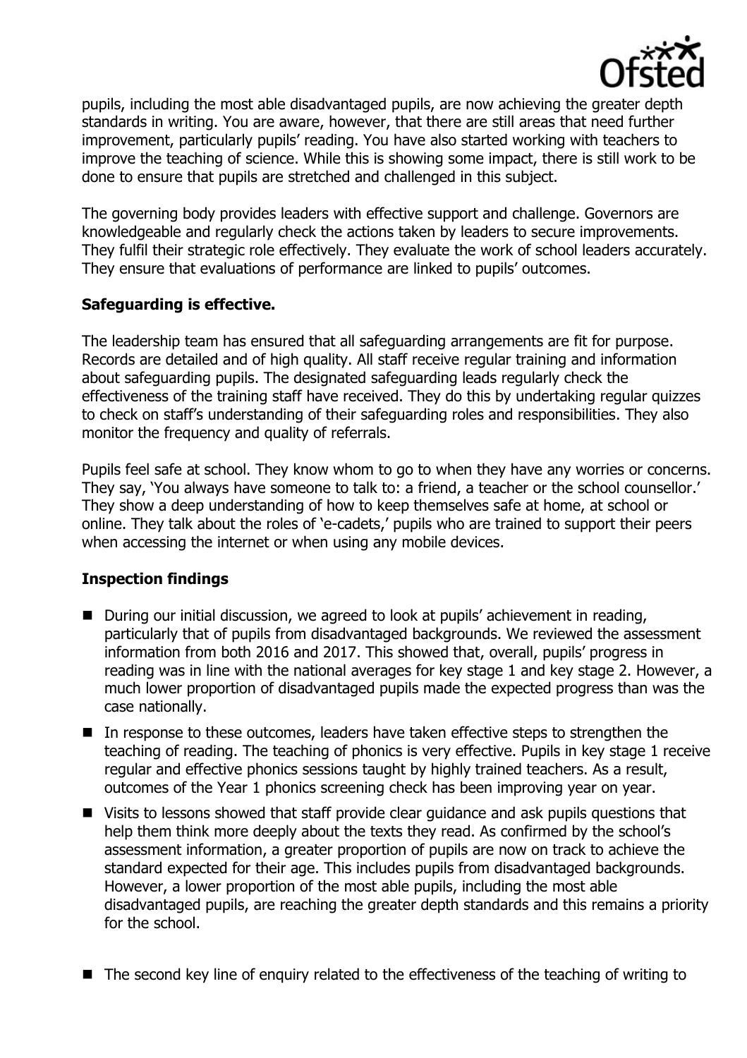pupils, including the most able disadvantaged pupils, are now achieving the greater depth standards in writing. You are aware, however, that there are still areas that need further improvement, particularly pupils' reading. You have also started working with teachers to improve the teaching of science. While this is showing some impact, there is still work to be done to ensure that pupils are stretched and challenged in this subject.

The governing body provides leaders with effective support and challenge. Governors are knowledgeable and regularly check the actions taken by leaders to secure improvements. They fulfil their strategic role effectively. They evaluate the work of school leaders accurately. They ensure that evaluations of performance are linked to pupils' outcomes.

## Safeguarding is effective.

The leadership team has ensured that all safeguarding arrangements are fit for purpose. Records are detailed and of high quality. All staff receive regular training and information about safeguarding pupils. The designated safeguarding leads regularly check the effectiveness of the training staff have received. They do this by undertaking regular quizzes to check on staff's understanding of their safeguarding roles and responsibilities. They also monitor the frequency and quality of referrals.

Pupils feel safe at school. They know whom to go to when they have any worries or concerns. They say, 'You always have someone to talk to: a friend, a teacher or the school counsellor.' They show a deep understanding of how to keep themselves safe at home, at school or online. They talk about the roles of 'e-cadets,' pupils who are trained to support their peers when accessing the internet or when using any mobile devices.

## Inspection findings

- During our initial discussion, we agreed to look at pupils' achievement in reading, particularly that of pupils from disadvantaged backgrounds. We reviewed the assessment information from both 2016 and 2017. This showed that, overall, pupils' progress in reading was in line with the national averages for key stage 1 and key stage 2. However, a much lower proportion of disadvantaged pupils made the expected progress than was the case nationally.
- In response to these outcomes, leaders have taken effective steps to strengthen the teaching of reading. The teaching of phonics is very effective. Pupils in key stage 1 receive regular and effective phonics sessions taught by highly trained teachers. As a result, outcomes of the Year 1 phonics screening check has been improving year on year.
- Visits to lessons showed that staff provide clear guidance and ask pupils questions that help them think more deeply about the texts they read. As confirmed by the school's assessment information, a greater proportion of pupils are now on track to achieve the standard expected for their age. This includes pupils from disadvantaged backgrounds. However, a lower proportion of the most able pupils, including the most able disadvantaged pupils, are reaching the greater depth standards and this remains a priority for the school.
- The second key line of enquiry related to the effectiveness of the teaching of writing to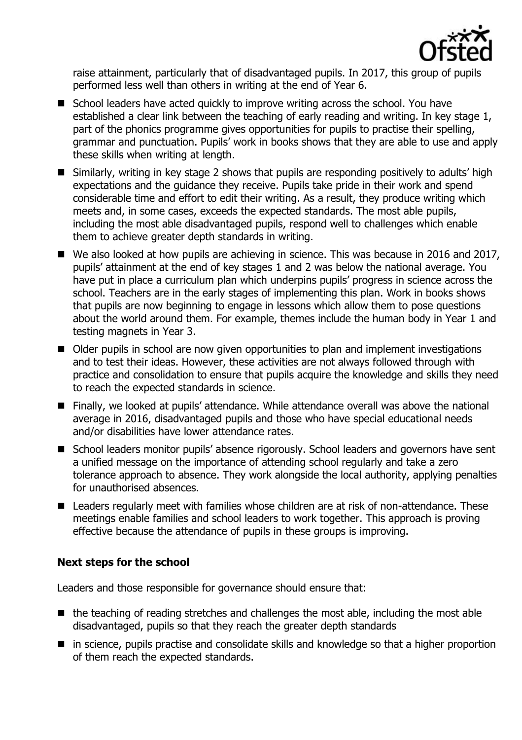raise attainment, particularly that of disadvantaged pupils. In 2017, this group of pupils performed less well than others in writing at the end of Year 6.

- School leaders have acted quickly to improve writing across the school. You have established a clear link between the teaching of early reading and writing. In key stage 1, part of the phonics programme gives opportunities for pupils to practise their spelling, grammar and punctuation. Pupils' work in books shows that they are able to use and apply these skills when writing at length.
- Similarly, writing in key stage 2 shows that pupils are responding positively to adults' high expectations and the guidance they receive. Pupils take pride in their work and spend considerable time and effort to edit their writing. As a result, they produce writing which meets and, in some cases, exceeds the expected standards. The most able pupils, including the most able disadvantaged pupils, respond well to challenges which enable them to achieve greater depth standards in writing.
- We also looked at how pupils are achieving in science. This was because in 2016 and 2017, pupils' attainment at the end of key stages 1 and 2 was below the national average. You have put in place a curriculum plan which underpins pupils' progress in science across the school. Teachers are in the early stages of implementing this plan. Work in books shows that pupils are now beginning to engage in lessons which allow them to pose questions about the world around them. For example, themes include the human body in Year 1 and testing magnets in Year 3.
- Older pupils in school are now given opportunities to plan and implement investigations and to test their ideas. However, these activities are not always followed through with practice and consolidation to ensure that pupils acquire the knowledge and skills they need to reach the expected standards in science.
- Finally, we looked at pupils' attendance. While attendance overall was above the national average in 2016, disadvantaged pupils and those who have special educational needs and/or disabilities have lower attendance rates.
- School leaders monitor pupils' absence rigorously. School leaders and governors have sent a unified message on the importance of attending school regularly and take a zero tolerance approach to absence. They work alongside the local authority, applying penalties for unauthorised absences.
- Leaders regularly meet with families whose children are at risk of non-attendance. These meetings enable families and school leaders to work together. This approach is proving effective because the attendance of pupils in these groups is improving.

## Next steps for the school

Leaders and those responsible for governance should ensure that:

- the teaching of reading stretches and challenges the most able, including the most able disadvantaged, pupils so that they reach the greater depth standards
- in science, pupils practise and consolidate skills and knowledge so that a higher proportion of them reach the expected standards.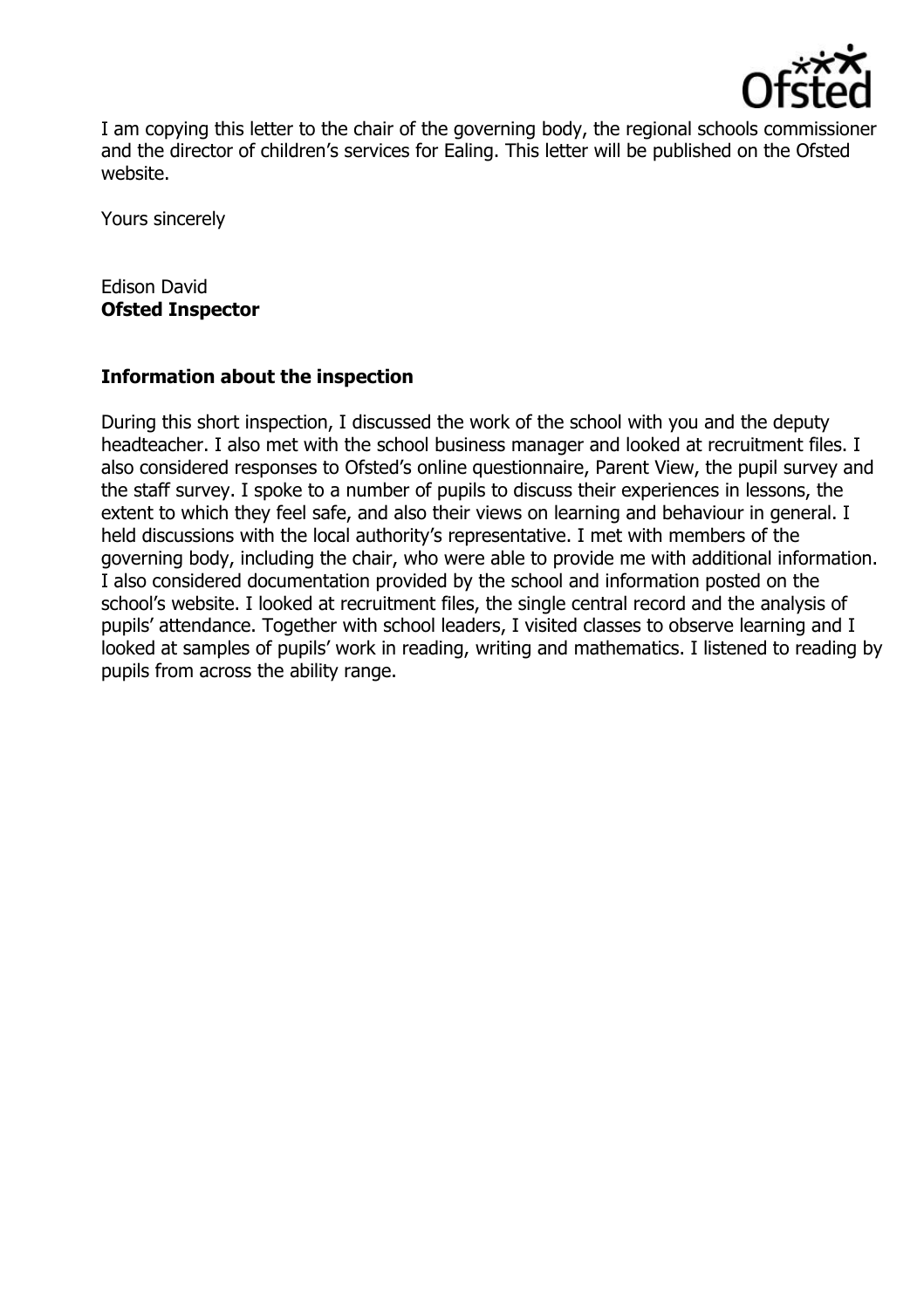I am copying this letter to the chair of the governing body, the regional schools commissioner and the director of children's services for Ealing. This letter will be published on the Ofsted website.

Yours sincerely

Edison David
**Ofsted Inspector**

### Information about the inspection

During this short inspection, I discussed the work of the school with you and the deputy headteacher. I also met with the school business manager and looked at recruitment files. I also considered responses to Ofsted's online questionnaire, Parent View, the pupil survey and the staff survey. I spoke to a number of pupils to discuss their experiences in lessons, the extent to which they feel safe, and also their views on learning and behaviour in general. I held discussions with the local authority's representative. I met with members of the governing body, including the chair, who were able to provide me with additional information. I also considered documentation provided by the school and information posted on the school's website. I looked at recruitment files, the single central record and the analysis of pupils' attendance. Together with school leaders, I visited classes to observe learning and I looked at samples of pupils' work in reading, writing and mathematics. I listened to reading by pupils from across the ability range.